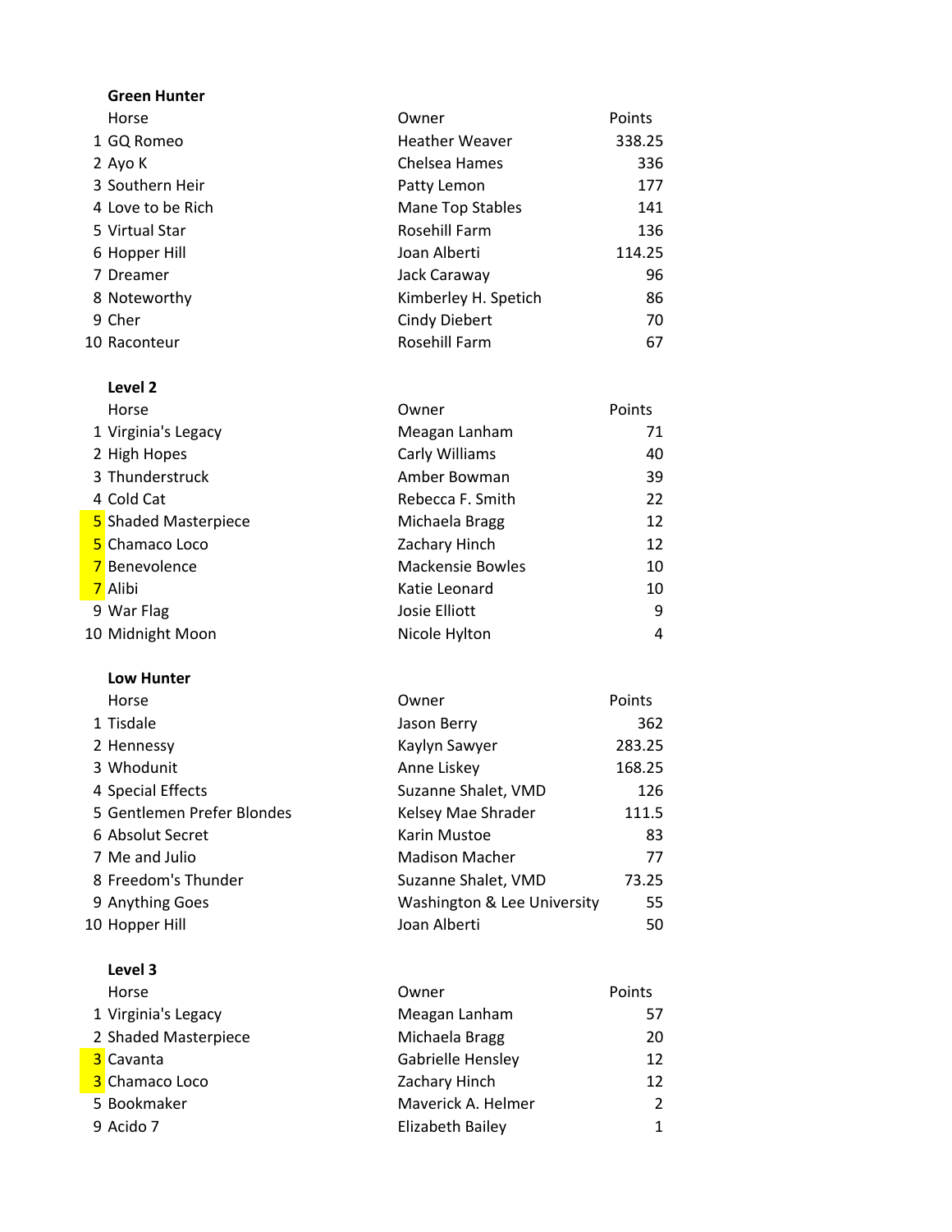**Green Hunter**

| | Horse | Owner | Points |
|---|---|---|---|
| 1 | GQ Romeo | Heather Weaver | 338.25 |
| 2 | Ayo K | Chelsea Hames | 336 |
| 3 | Southern Heir | Patty Lemon | 177 |
| 4 | Love to be Rich | Mane Top Stables | 141 |
| 5 | Virtual Star | Rosehill Farm | 136 |
| 6 | Hopper Hill | Joan Alberti | 114.25 |
| 7 | Dreamer | Jack Caraway | 96 |
| 8 | Noteworthy | Kimberley H. Spetich | 86 |
| 9 | Cher | Cindy Diebert | 70 |
| 10 | Raconteur | Rosehill Farm | 67 |

**Level 2**

| | Horse | Owner | Points |
|---|---|---|---|
| 1 | Virginia's Legacy | Meagan Lanham | 71 |
| 2 | High Hopes | Carly Williams | 40 |
| 3 | Thunderstruck | Amber Bowman | 39 |
| 4 | Cold Cat | Rebecca F. Smith | 22 |
| 5 | Shaded Masterpiece | Michaela Bragg | 12 |
| 5 | Chamaco Loco | Zachary Hinch | 12 |
| 7 | Benevolence | Mackensie Bowles | 10 |
| 7 | Alibi | Katie Leonard | 10 |
| 9 | War Flag | Josie Elliott | 9 |
| 10 | Midnight Moon | Nicole Hylton | 4 |

**Low Hunter**

| | Horse | Owner | Points |
|---|---|---|---|
| 1 | Tisdale | Jason Berry | 362 |
| 2 | Hennessy | Kaylyn Sawyer | 283.25 |
| 3 | Whodunit | Anne Liskey | 168.25 |
| 4 | Special Effects | Suzanne Shalet, VMD | 126 |
| 5 | Gentlemen Prefer Blondes | Kelsey Mae Shrader | 111.5 |
| 6 | Absolut Secret | Karin Mustoe | 83 |
| 7 | Me and Julio | Madison Macher | 77 |
| 8 | Freedom's Thunder | Suzanne Shalet, VMD | 73.25 |
| 9 | Anything Goes | Washington & Lee University | 55 |
| 10 | Hopper Hill | Joan Alberti | 50 |

**Level 3**

| | Horse | Owner | Points |
|---|---|---|---|
| 1 | Virginia's Legacy | Meagan Lanham | 57 |
| 2 | Shaded Masterpiece | Michaela Bragg | 20 |
| 3 | Cavanta | Gabrielle Hensley | 12 |
| 3 | Chamaco Loco | Zachary Hinch | 12 |
| 5 | Bookmaker | Maverick A. Helmer | 2 |
| 9 | Acido 7 | Elizabeth Bailey | 1 |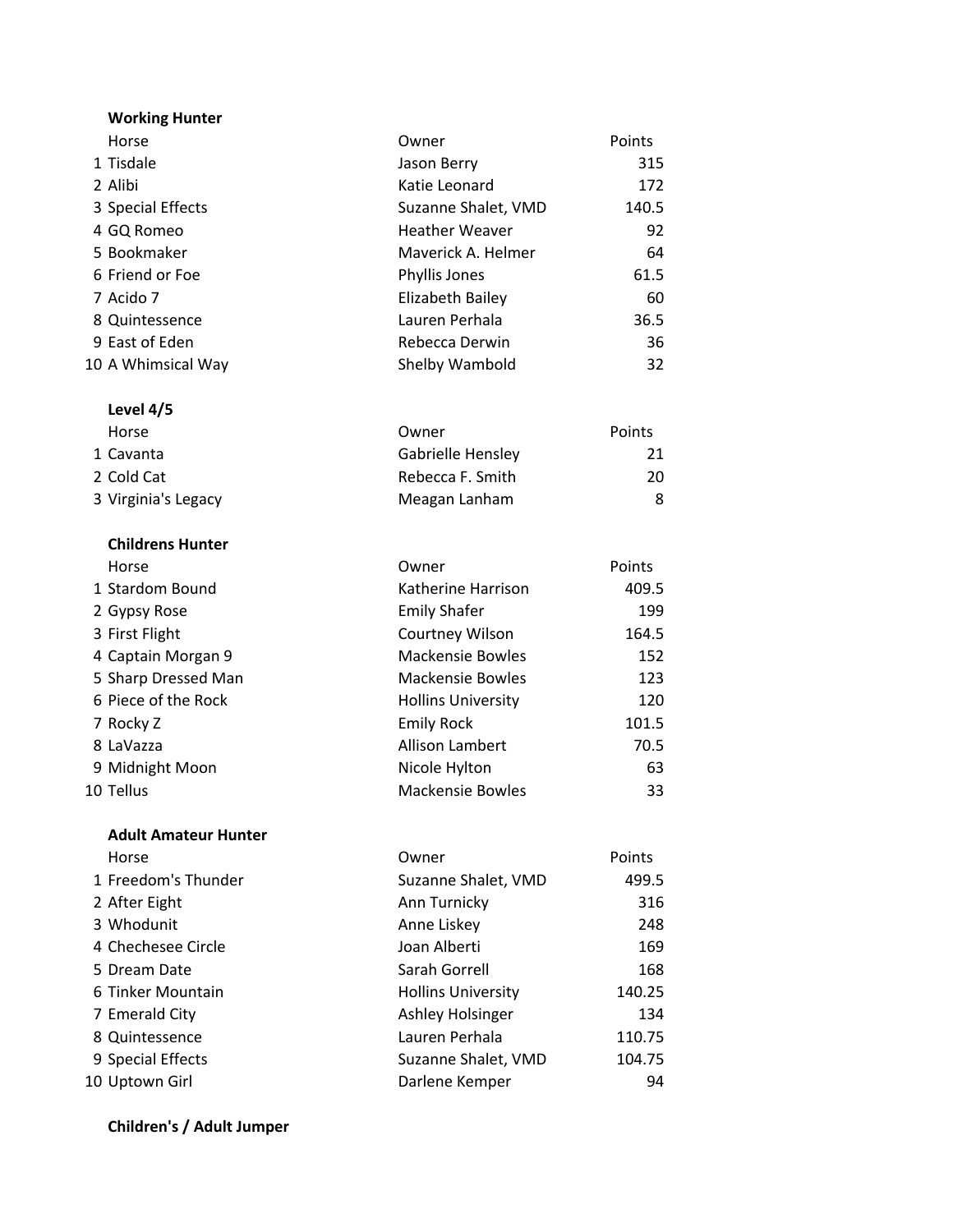**Working Hunter**

| | Horse | Owner | Points |
|---|---|---|---|
| 1 | Tisdale | Jason Berry | 315 |
| 2 | Alibi | Katie Leonard | 172 |
| 3 | Special Effects | Suzanne Shalet, VMD | 140.5 |
| 4 | GQ Romeo | Heather Weaver | 92 |
| 5 | Bookmaker | Maverick A. Helmer | 64 |
| 6 | Friend or Foe | Phyllis Jones | 61.5 |
| 7 | Acido 7 | Elizabeth Bailey | 60 |
| 8 | Quintessence | Lauren Perhala | 36.5 |
| 9 | East of Eden | Rebecca Derwin | 36 |
| 10 | A Whimsical Way | Shelby Wambold | 32 |

**Level 4/5**

| | Horse | Owner | Points |
|---|---|---|---|
| 1 | Cavanta | Gabrielle Hensley | 21 |
| 2 | Cold Cat | Rebecca F. Smith | 20 |
| 3 | Virginia's Legacy | Meagan Lanham | 8 |

**Childrens Hunter**

| | Horse | Owner | Points |
|---|---|---|---|
| 1 | Stardom Bound | Katherine Harrison | 409.5 |
| 2 | Gypsy Rose | Emily Shafer | 199 |
| 3 | First Flight | Courtney Wilson | 164.5 |
| 4 | Captain Morgan 9 | Mackensie Bowles | 152 |
| 5 | Sharp Dressed Man | Mackensie Bowles | 123 |
| 6 | Piece of the Rock | Hollins University | 120 |
| 7 | Rocky Z | Emily Rock | 101.5 |
| 8 | LaVazza | Allison Lambert | 70.5 |
| 9 | Midnight Moon | Nicole Hylton | 63 |
| 10 | Tellus | Mackensie Bowles | 33 |

**Adult Amateur Hunter**

| | Horse | Owner | Points |
|---|---|---|---|
| 1 | Freedom's Thunder | Suzanne Shalet, VMD | 499.5 |
| 2 | After Eight | Ann Turnicky | 316 |
| 3 | Whodunit | Anne Liskey | 248 |
| 4 | Chechesee Circle | Joan Alberti | 169 |
| 5 | Dream Date | Sarah Gorrell | 168 |
| 6 | Tinker Mountain | Hollins University | 140.25 |
| 7 | Emerald City | Ashley Holsinger | 134 |
| 8 | Quintessence | Lauren Perhala | 110.75 |
| 9 | Special Effects | Suzanne Shalet, VMD | 104.75 |
| 10 | Uptown Girl | Darlene Kemper | 94 |

**Children's / Adult Jumper**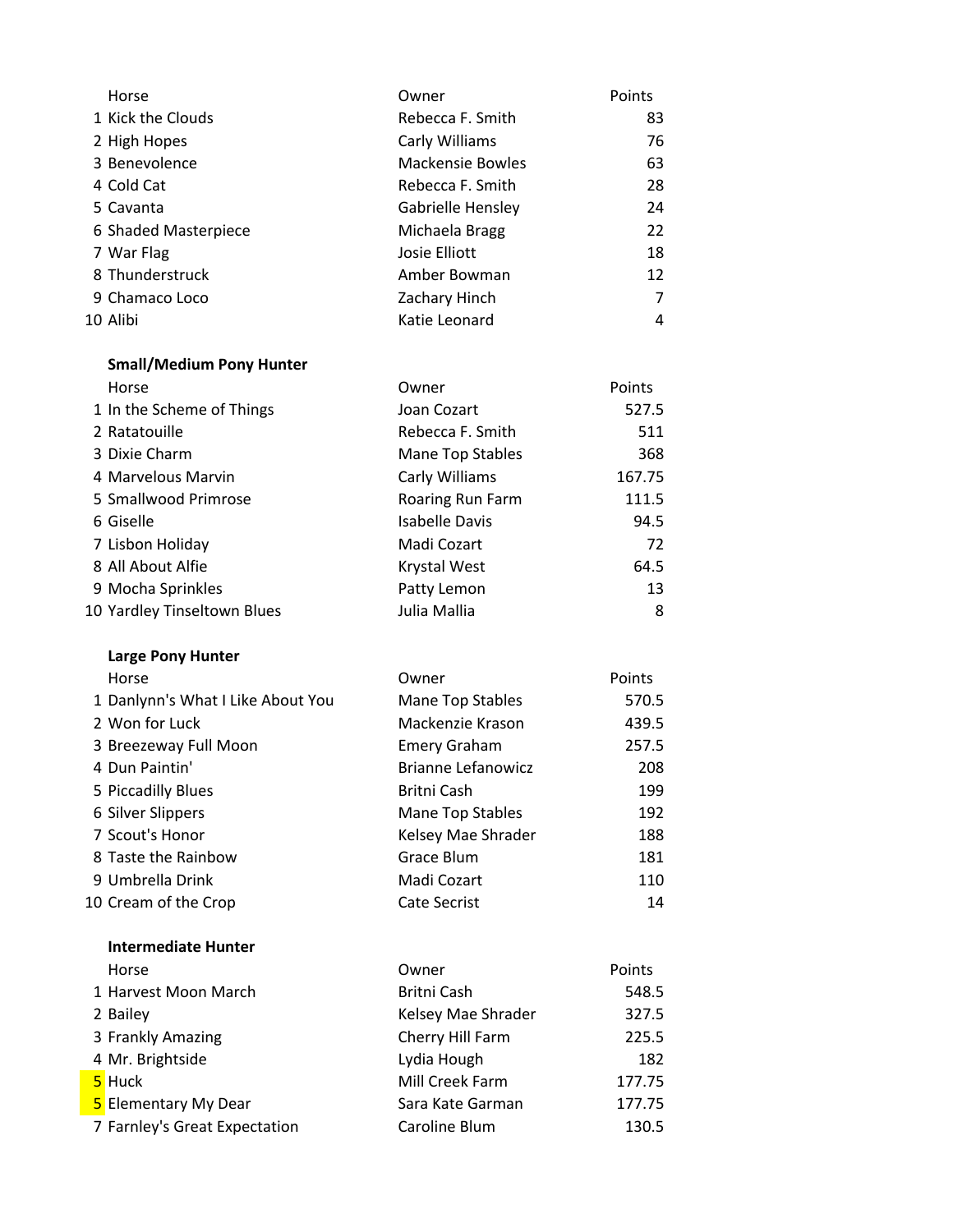| | Horse | Owner | Points |
|---|---|---|---|
| 1 | Kick the Clouds | Rebecca F. Smith | 83 |
| 2 | High Hopes | Carly Williams | 76 |
| 3 | Benevolence | Mackensie Bowles | 63 |
| 4 | Cold Cat | Rebecca F. Smith | 28 |
| 5 | Cavanta | Gabrielle Hensley | 24 |
| 6 | Shaded Masterpiece | Michaela Bragg | 22 |
| 7 | War Flag | Josie Elliott | 18 |
| 8 | Thunderstruck | Amber Bowman | 12 |
| 9 | Chamaco Loco | Zachary Hinch | 7 |
| 10 | Alibi | Katie Leonard | 4 |

**Small/Medium Pony Hunter**

| | Horse | Owner | Points |
|---|---|---|---|
| 1 | In the Scheme of Things | Joan Cozart | 527.5 |
| 2 | Ratatouille | Rebecca F. Smith | 511 |
| 3 | Dixie Charm | Mane Top Stables | 368 |
| 4 | Marvelous Marvin | Carly Williams | 167.75 |
| 5 | Smallwood Primrose | Roaring Run Farm | 111.5 |
| 6 | Giselle | Isabelle Davis | 94.5 |
| 7 | Lisbon Holiday | Madi Cozart | 72 |
| 8 | All About Alfie | Krystal West | 64.5 |
| 9 | Mocha Sprinkles | Patty Lemon | 13 |
| 10 | Yardley Tinseltown Blues | Julia Mallia | 8 |

**Large Pony Hunter**

| | Horse | Owner | Points |
|---|---|---|---|
| 1 | Danlynn's What I Like About You | Mane Top Stables | 570.5 |
| 2 | Won for Luck | Mackenzie Krason | 439.5 |
| 3 | Breezeway Full Moon | Emery Graham | 257.5 |
| 4 | Dun Paintin' | Brianne Lefanowicz | 208 |
| 5 | Piccadilly Blues | Britni Cash | 199 |
| 6 | Silver Slippers | Mane Top Stables | 192 |
| 7 | Scout's Honor | Kelsey Mae Shrader | 188 |
| 8 | Taste the Rainbow | Grace Blum | 181 |
| 9 | Umbrella Drink | Madi Cozart | 110 |
| 10 | Cream of the Crop | Cate Secrist | 14 |

**Intermediate Hunter**

| | Horse | Owner | Points |
|---|---|---|---|
| 1 | Harvest Moon March | Britni Cash | 548.5 |
| 2 | Bailey | Kelsey Mae Shrader | 327.5 |
| 3 | Frankly Amazing | Cherry Hill Farm | 225.5 |
| 4 | Mr. Brightside | Lydia Hough | 182 |
| 5 | Huck | Mill Creek Farm | 177.75 |
| 5 | Elementary My Dear | Sara Kate Garman | 177.75 |
| 7 | Farnley's Great Expectation | Caroline Blum | 130.5 |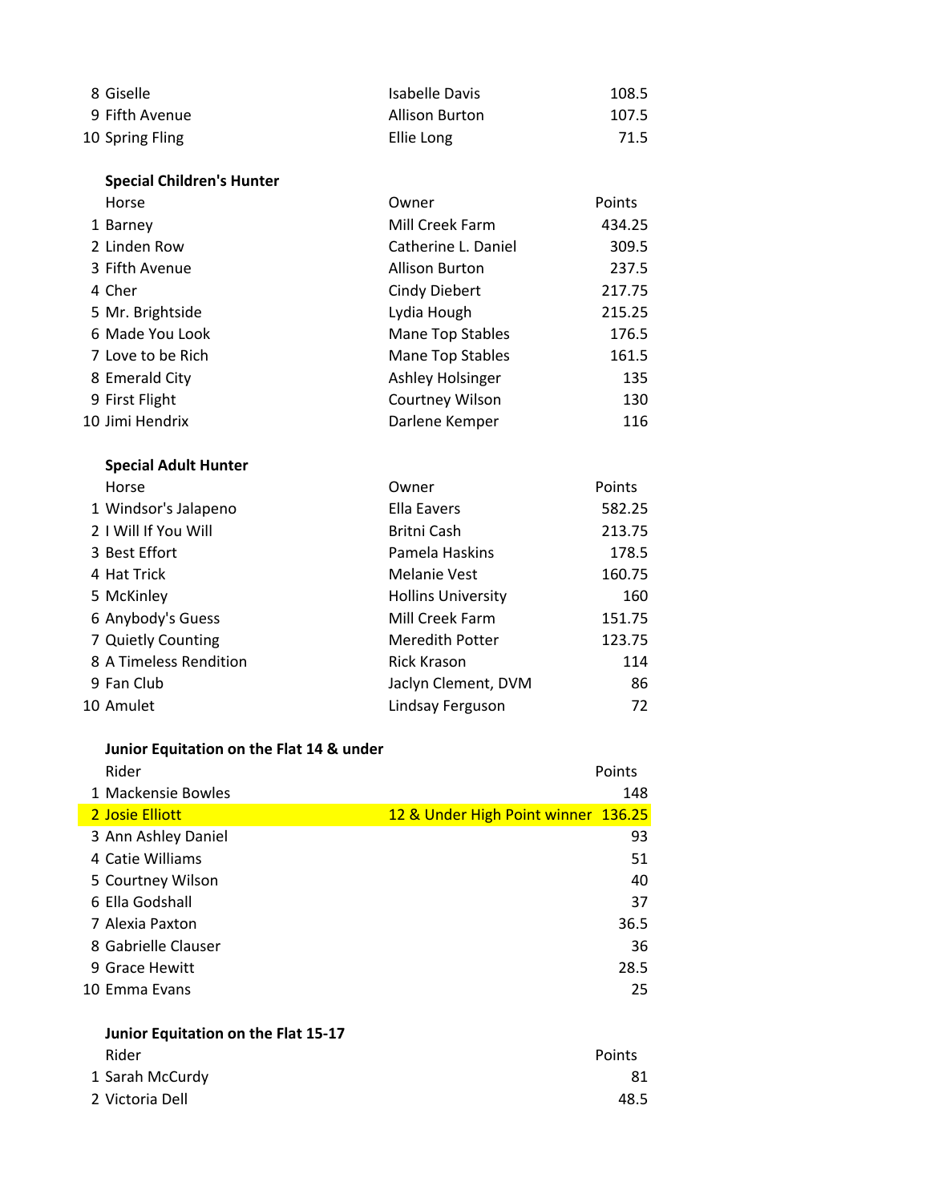| | | | |
|---|---|---|---|
| 8 | Giselle | Isabelle Davis | 108.5 |
| 9 | Fifth Avenue | Allison Burton | 107.5 |
| 10 | Spring Fling | Ellie Long | 71.5 |

**Special Children's Hunter**

| | Horse | Owner | Points |
|---|---|---|---|
| 1 | Barney | Mill Creek Farm | 434.25 |
| 2 | Linden Row | Catherine L. Daniel | 309.5 |
| 3 | Fifth Avenue | Allison Burton | 237.5 |
| 4 | Cher | Cindy Diebert | 217.75 |
| 5 | Mr. Brightside | Lydia Hough | 215.25 |
| 6 | Made You Look | Mane Top Stables | 176.5 |
| 7 | Love to be Rich | Mane Top Stables | 161.5 |
| 8 | Emerald City | Ashley Holsinger | 135 |
| 9 | First Flight | Courtney Wilson | 130 |
| 10 | Jimi Hendrix | Darlene Kemper | 116 |

**Special Adult Hunter**

| | Horse | Owner | Points |
|---|---|---|---|
| 1 | Windsor's Jalapeno | Ella Eavers | 582.25 |
| 2 | I Will If You Will | Britni Cash | 213.75 |
| 3 | Best Effort | Pamela Haskins | 178.5 |
| 4 | Hat Trick | Melanie Vest | 160.75 |
| 5 | McKinley | Hollins University | 160 |
| 6 | Anybody's Guess | Mill Creek Farm | 151.75 |
| 7 | Quietly Counting | Meredith Potter | 123.75 |
| 8 | A Timeless Rendition | Rick Krason | 114 |
| 9 | Fan Club | Jaclyn Clement, DVM | 86 |
| 10 | Amulet | Lindsay Ferguson | 72 |

**Junior Equitation on the Flat 14 & under**

| | Rider | | Points |
|---|---|---|---|
| 1 | Mackensie Bowles | | 148 |
| 2 | Josie Elliott | 12 & Under High Point winner | 136.25 |
| 3 | Ann Ashley Daniel | | 93 |
| 4 | Catie Williams | | 51 |
| 5 | Courtney Wilson | | 40 |
| 6 | Ella Godshall | | 37 |
| 7 | Alexia Paxton | | 36.5 |
| 8 | Gabrielle Clauser | | 36 |
| 9 | Grace Hewitt | | 28.5 |
| 10 | Emma Evans | | 25 |

**Junior Equitation on the Flat 15-17**

| | Rider | Points |
|---|---|---|
| 1 | Sarah McCurdy | 81 |
| 2 | Victoria Dell | 48.5 |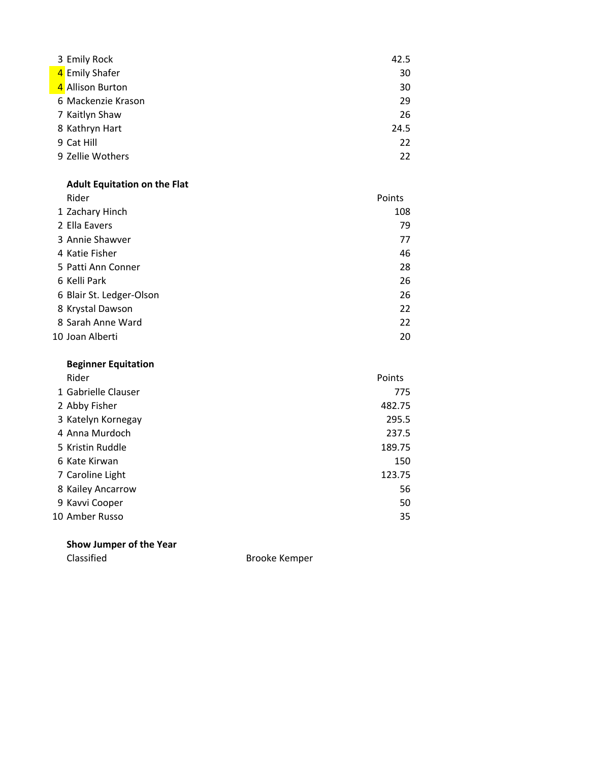| | | |
|---|---|---|
| 3 | Emily Rock | 42.5 |
| 4 | Emily Shafer | 30 |
| 4 | Allison Burton | 30 |
| 6 | Mackenzie Krason | 29 |
| 7 | Kaitlyn Shaw | 26 |
| 8 | Kathryn Hart | 24.5 |
| 9 | Cat Hill | 22 |
| 9 | Zellie Wothers | 22 |

**Adult Equitation on the Flat**

| | Rider | Points |
|---|---|---|
| 1 | Zachary Hinch | 108 |
| 2 | Ella Eavers | 79 |
| 3 | Annie Shawver | 77 |
| 4 | Katie Fisher | 46 |
| 5 | Patti Ann Conner | 28 |
| 6 | Kelli Park | 26 |
| 6 | Blair St. Ledger-Olson | 26 |
| 8 | Krystal Dawson | 22 |
| 8 | Sarah Anne Ward | 22 |
| 10 | Joan Alberti | 20 |

**Beginner Equitation**

| | Rider | Points |
|---|---|---|
| 1 | Gabrielle Clauser | 775 |
| 2 | Abby Fisher | 482.75 |
| 3 | Katelyn Kornegay | 295.5 |
| 4 | Anna Murdoch | 237.5 |
| 5 | Kristin Ruddle | 189.75 |
| 6 | Kate Kirwan | 150 |
| 7 | Caroline Light | 123.75 |
| 8 | Kailey Ancarrow | 56 |
| 9 | Kavvi Cooper | 50 |
| 10 | Amber Russo | 35 |

**Show Jumper of the Year**

| | |
|---|---|
| Classified | Brooke Kemper |